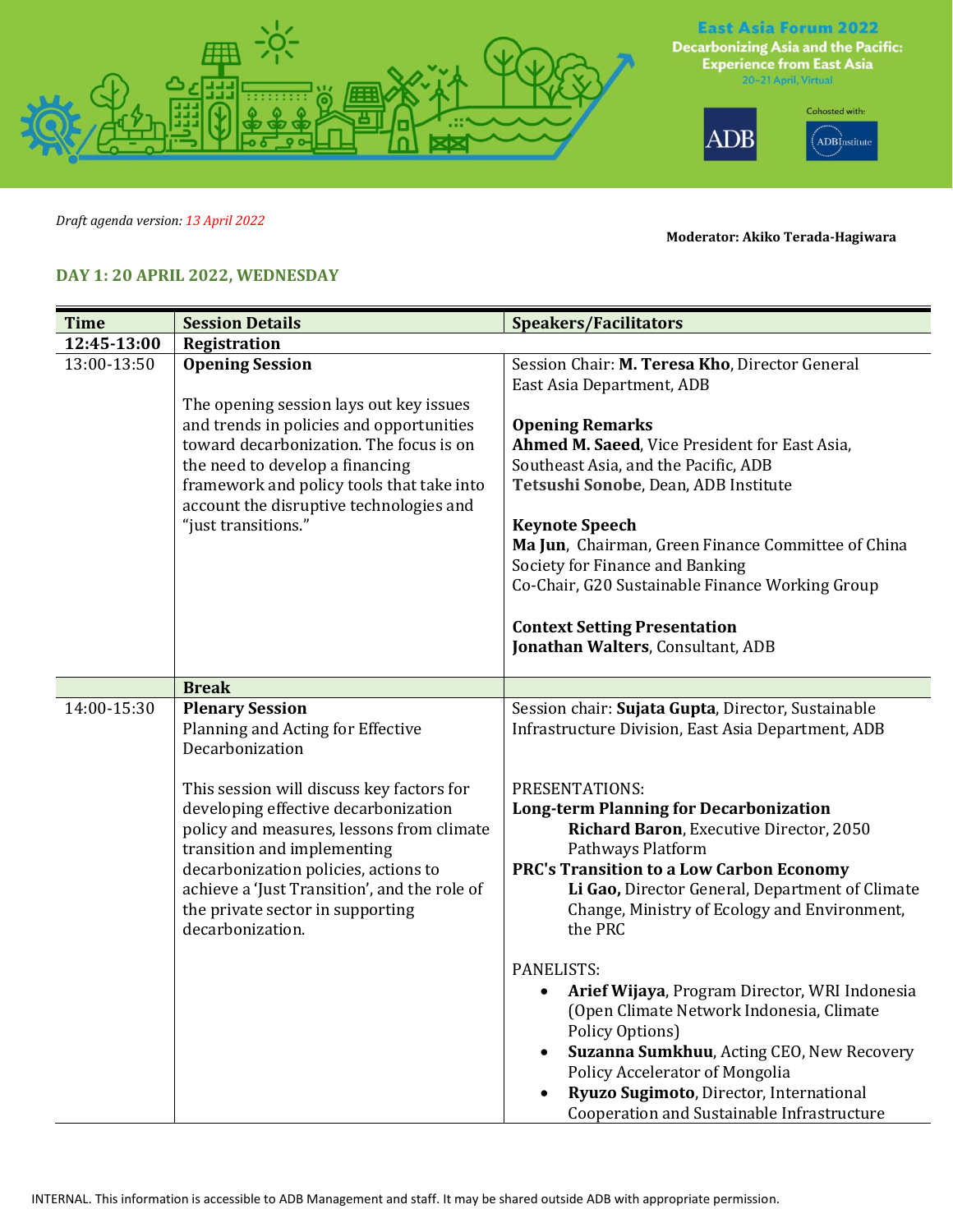**East Asia Forum 2022**
**Decarbonizing Asia and the Pacific: Experience from East Asia**
20–21 April, Virtual

ADB

Cohosted with: ADBInstitute

*Draft agenda version: 13 April 2022*

**Moderator: Akiko Terada-Hagiwara**

## DAY 1: 20 APRIL 2022, WEDNESDAY

| Time | Session Details | Speakers/Facilitators |
|---|---|---|
| **12:45-13:00** | **Registration** | |
| 13:00-13:50 | **Opening Session**<br><br>The opening session lays out key issues and trends in policies and opportunities toward decarbonization. The focus is on the need to develop a financing framework and policy tools that take into account the disruptive technologies and "just transitions." | Session Chair: **M. Teresa Kho**, Director General East Asia Department, ADB<br><br>**Opening Remarks**<br>**Ahmed M. Saeed**, Vice President for East Asia, Southeast Asia, and the Pacific, ADB<br>**Tetsushi Sonobe**, Dean, ADB Institute<br><br>**Keynote Speech**<br>**Ma Jun**, Chairman, Green Finance Committee of China Society for Finance and Banking<br>Co-Chair, G20 Sustainable Finance Working Group<br><br>**Context Setting Presentation**<br>**Jonathan Walters**, Consultant, ADB |
| | **Break** | |
| 14:00-15:30 | **Plenary Session**<br>Planning and Acting for Effective Decarbonization<br><br>This session will discuss key factors for developing effective decarbonization policy and measures, lessons from climate transition and implementing decarbonization policies, actions to achieve a 'Just Transition', and the role of the private sector in supporting decarbonization. | Session chair: **Sujata Gupta**, Director, Sustainable Infrastructure Division, East Asia Department, ADB<br><br>PRESENTATIONS:<br>**Long-term Planning for Decarbonization**<br>**Richard Baron**, Executive Director, 2050 Pathways Platform<br>**PRC's Transition to a Low Carbon Economy**<br>**Li Gao,** Director General, Department of Climate Change, Ministry of Ecology and Environment, the PRC<br><br>PANELISTS:<br>• **Arief Wijaya**, Program Director, WRI Indonesia (Open Climate Network Indonesia, Climate Policy Options)<br>• **Suzanna Sumkhuu**, Acting CEO, New Recovery Policy Accelerator of Mongolia<br>• **Ryuzo Sugimoto**, Director, International Cooperation and Sustainable Infrastructure |

INTERNAL. This information is accessible to ADB Management and staff. It may be shared outside ADB with appropriate permission.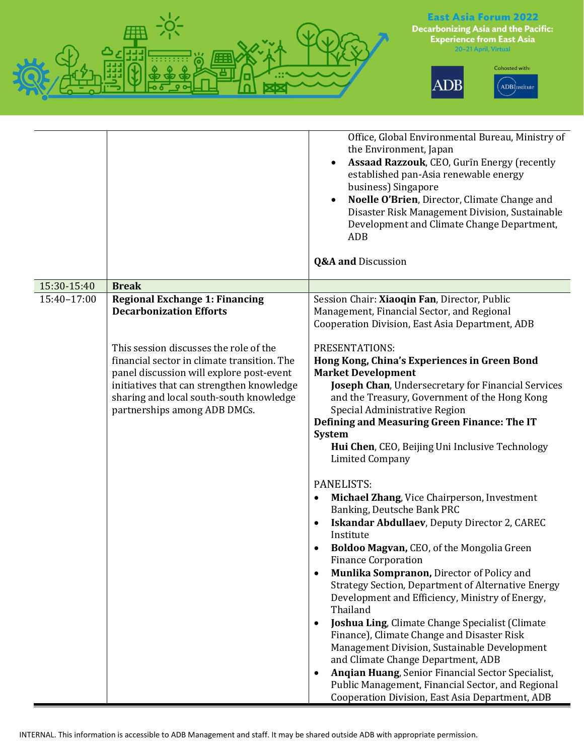| | | |
|---|---|---|
| | | Office, Global Environmental Bureau, Ministry of the Environment, Japan<br>• **Assaad Razzouk**, CEO, Gurīn Energy (recently established pan-Asia renewable energy business) Singapore<br>• **Noelle O'Brien**, Director, Climate Change and Disaster Risk Management Division, Sustainable Development and Climate Change Department, ADB<br><br>**Q&A and** Discussion |
| 15:30-15:40 | **Break** | |
| 15:40–17:00 | **Regional Exchange 1: Financing Decarbonization Efforts**<br><br>This session discusses the role of the financial sector in climate transition. The panel discussion will explore post-event initiatives that can strengthen knowledge sharing and local south-south knowledge partnerships among ADB DMCs. | Session Chair: **Xiaoqin Fan**, Director, Public Management, Financial Sector, and Regional Cooperation Division, East Asia Department, ADB<br><br>PRESENTATIONS:<br>**Hong Kong, China's Experiences in Green Bond Market Development**<br>**Joseph Chan**, Undersecretary for Financial Services and the Treasury, Government of the Hong Kong Special Administrative Region<br>**Defining and Measuring Green Finance: The IT System**<br>**Hui Chen**, CEO, Beijing Uni Inclusive Technology Limited Company<br><br>PANELISTS:<br>• **Michael Zhang**, Vice Chairperson, Investment Banking, Deutsche Bank PRC<br>• **Iskandar Abdullaev**, Deputy Director 2, CAREC Institute<br>• **Boldoo Magvan,** CEO, of the Mongolia Green Finance Corporation<br>• **Munlika Sompranon,** Director of Policy and Strategy Section, Department of Alternative Energy Development and Efficiency, Ministry of Energy, Thailand<br>• **Joshua Ling**, Climate Change Specialist (Climate Finance), Climate Change and Disaster Risk Management Division, Sustainable Development and Climate Change Department, ADB<br>• **Anqian Huang**, Senior Financial Sector Specialist, Public Management, Financial Sector, and Regional Cooperation Division, East Asia Department, ADB |

INTERNAL. This information is accessible to ADB Management and staff. It may be shared outside ADB with appropriate permission.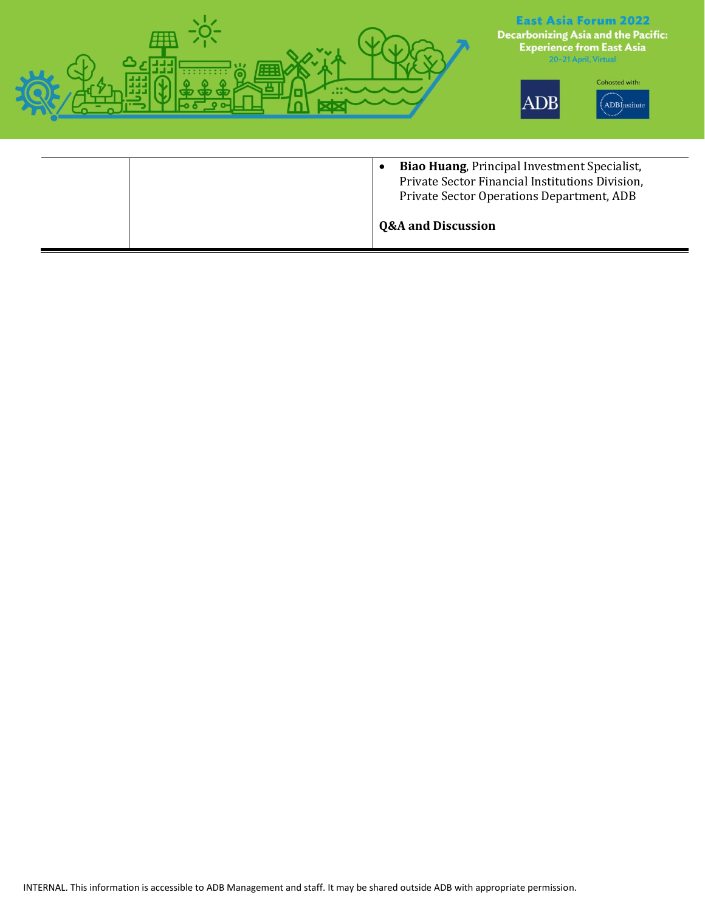| | | |
|---|---|---|
| | | • **Biao Huang**, Principal Investment Specialist, Private Sector Financial Institutions Division, Private Sector Operations Department, ADB<br><br>**Q&A and Discussion** |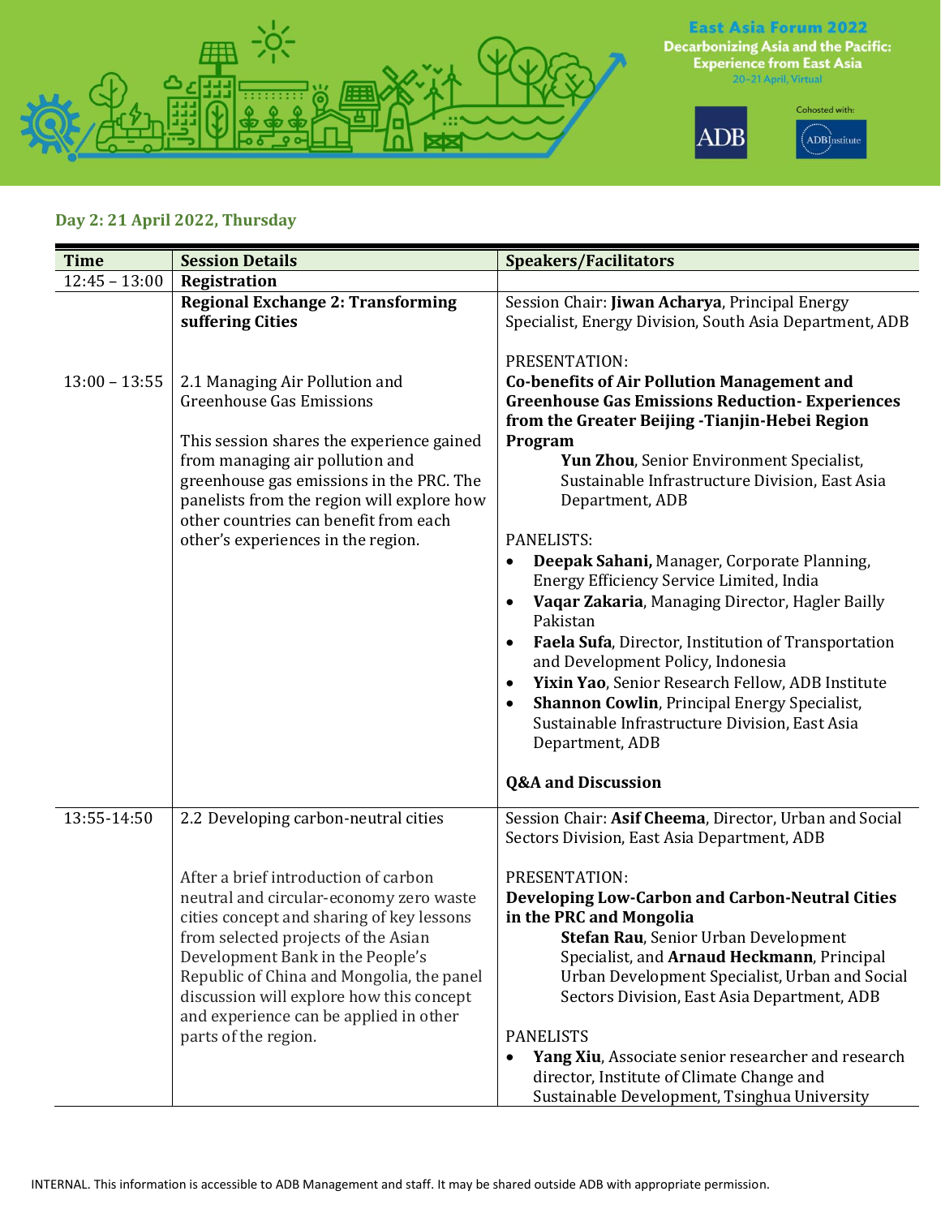East Asia Forum 2022
Decarbonizing Asia and the Pacific: Experience from East Asia
20–21 April, Virtual

Cohosted with: ADB, ADB Institute

## Day 2: 21 April 2022, Thursday

| Time | Session Details | Speakers/Facilitators |
|---|---|---|
| 12:45 – 13:00 | **Registration** | |
| 13:00 – 13:55 | **Regional Exchange 2: Transforming suffering Cities**<br><br>2.1 Managing Air Pollution and Greenhouse Gas Emissions<br><br>This session shares the experience gained from managing air pollution and greenhouse gas emissions in the PRC. The panelists from the region will explore how other countries can benefit from each other's experiences in the region. | Session Chair: **Jiwan Acharya**, Principal Energy Specialist, Energy Division, South Asia Department, ADB<br><br>PRESENTATION:<br>**Co-benefits of Air Pollution Management and Greenhouse Gas Emissions Reduction- Experiences from the Greater Beijing -Tianjin-Hebei Region Program**<br>**Yun Zhou**, Senior Environment Specialist, Sustainable Infrastructure Division, East Asia Department, ADB<br><br>PANELISTS:<br>• **Deepak Sahani,** Manager, Corporate Planning, Energy Efficiency Service Limited, India<br>• **Vaqar Zakaria**, Managing Director, Hagler Bailly Pakistan<br>• **Faela Sufa**, Director, Institution of Transportation and Development Policy, Indonesia<br>• **Yixin Yao**, Senior Research Fellow, ADB Institute<br>• **Shannon Cowlin**, Principal Energy Specialist, Sustainable Infrastructure Division, East Asia Department, ADB<br><br>**Q&A and Discussion** |
| 13:55-14:50 | 2.2 Developing carbon-neutral cities<br><br>After a brief introduction of carbon neutral and circular-economy zero waste cities concept and sharing of key lessons from selected projects of the Asian Development Bank in the People's Republic of China and Mongolia, the panel discussion will explore how this concept and experience can be applied in other parts of the region. | Session Chair: **Asif Cheema**, Director, Urban and Social Sectors Division, East Asia Department, ADB<br><br>PRESENTATION:<br>**Developing Low-Carbon and Carbon-Neutral Cities in the PRC and Mongolia**<br>**Stefan Rau**, Senior Urban Development Specialist, and **Arnaud Heckmann**, Principal Urban Development Specialist, Urban and Social Sectors Division, East Asia Department, ADB<br><br>PANELISTS<br>• **Yang Xiu**, Associate senior researcher and research director, Institute of Climate Change and Sustainable Development, Tsinghua University |

INTERNAL. This information is accessible to ADB Management and staff. It may be shared outside ADB with appropriate permission.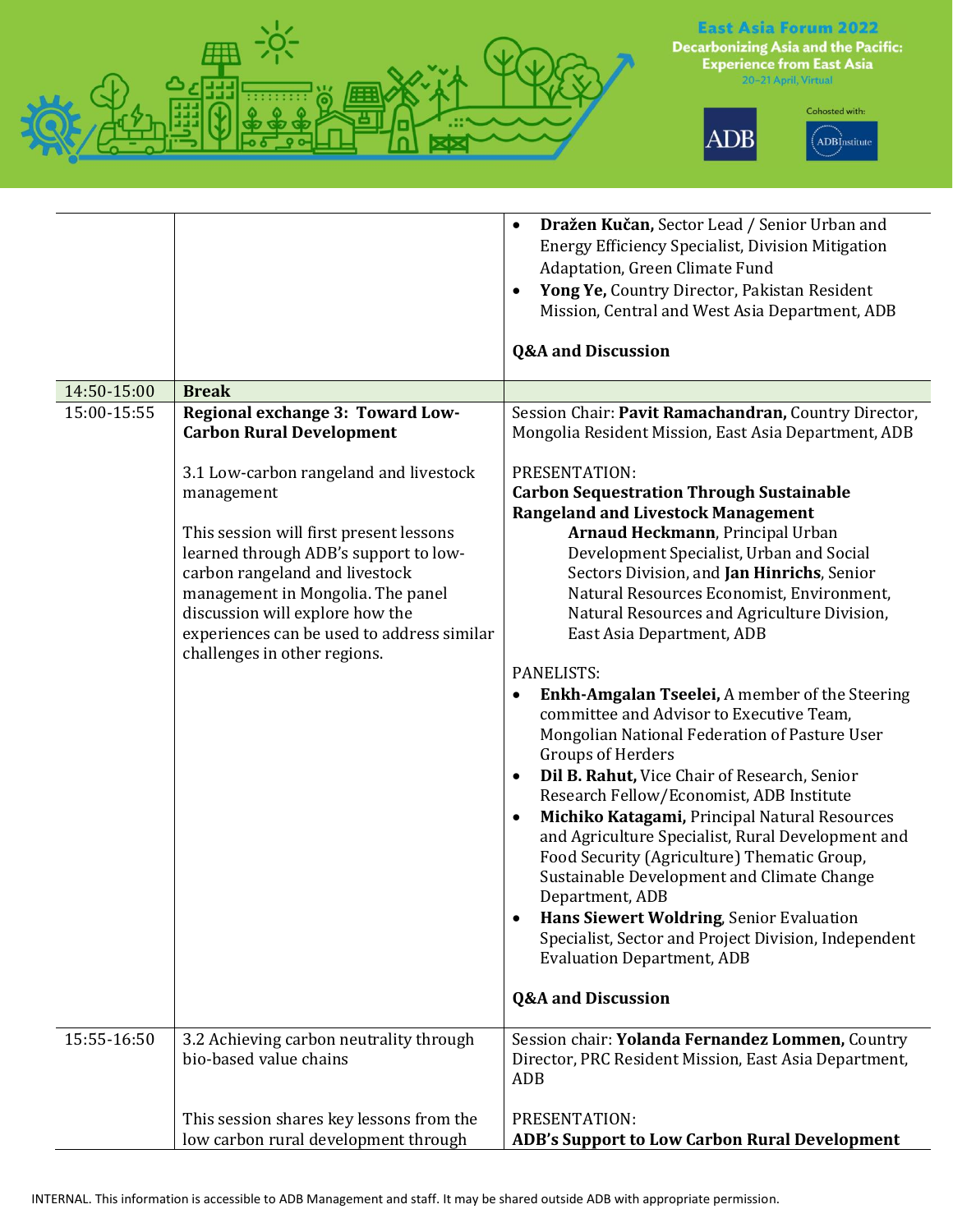| | | |
|---|---|---|
| | | • **Dražen Kučan,** Sector Lead / Senior Urban and Energy Efficiency Specialist, Division Mitigation Adaptation, Green Climate Fund<br>• **Yong Ye,** Country Director, Pakistan Resident Mission, Central and West Asia Department, ADB<br><br>**Q&A and Discussion** |
| 14:50-15:00 | **Break** | |
| 15:00-15:55 | **Regional exchange 3: Toward Low-Carbon Rural Development**<br><br>3.1 Low-carbon rangeland and livestock management<br><br>This session will first present lessons learned through ADB's support to low-carbon rangeland and livestock management in Mongolia. The panel discussion will explore how the experiences can be used to address similar challenges in other regions. | Session Chair: **Pavit Ramachandran,** Country Director, Mongolia Resident Mission, East Asia Department, ADB<br><br>PRESENTATION:<br>**Carbon Sequestration Through Sustainable Rangeland and Livestock Management**<br>**Arnaud Heckmann**, Principal Urban Development Specialist, Urban and Social Sectors Division, and **Jan Hinrichs**, Senior Natural Resources Economist, Environment, Natural Resources and Agriculture Division, East Asia Department, ADB<br><br>PANELISTS:<br>• **Enkh-Amgalan Tseelei,** A member of the Steering committee and Advisor to Executive Team, Mongolian National Federation of Pasture User Groups of Herders<br>• **Dil B. Rahut,** Vice Chair of Research, Senior Research Fellow/Economist, ADB Institute<br>• **Michiko Katagami,** Principal Natural Resources and Agriculture Specialist, Rural Development and Food Security (Agriculture) Thematic Group, Sustainable Development and Climate Change Department, ADB<br>• **Hans Siewert Woldring**, Senior Evaluation Specialist, Sector and Project Division, Independent Evaluation Department, ADB<br><br>**Q&A and Discussion** |
| 15:55-16:50 | 3.2 Achieving carbon neutrality through bio-based value chains<br><br>This session shares key lessons from the low carbon rural development through | Session chair: **Yolanda Fernandez Lommen,** Country Director, PRC Resident Mission, East Asia Department, ADB<br><br>PRESENTATION:<br>**ADB's Support to Low Carbon Rural Development** |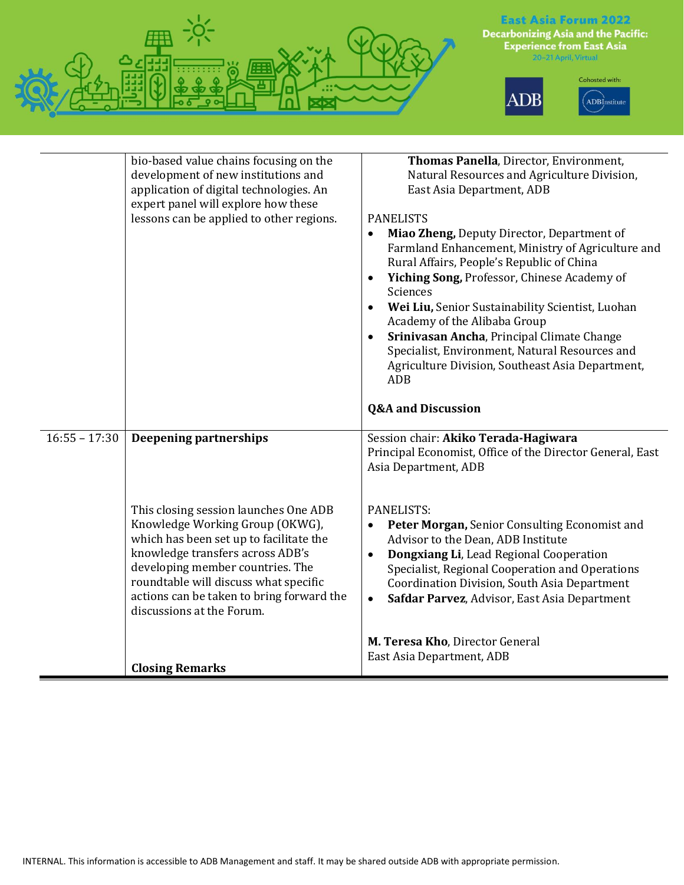| | | |
|---|---|---|
| | bio-based value chains focusing on the development of new institutions and application of digital technologies. An expert panel will explore how these lessons can be applied to other regions. | **Thomas Panella**, Director, Environment, Natural Resources and Agriculture Division, East Asia Department, ADB<br><br>PANELISTS<br>• **Miao Zheng,** Deputy Director, Department of Farmland Enhancement, Ministry of Agriculture and Rural Affairs, People's Republic of China<br>• **Yiching Song,** Professor, Chinese Academy of Sciences<br>• **Wei Liu,** Senior Sustainability Scientist, Luohan Academy of the Alibaba Group<br>• **Srinivasan Ancha**, Principal Climate Change Specialist, Environment, Natural Resources and Agriculture Division, Southeast Asia Department, ADB<br><br>**Q&A and Discussion** |
| 16:55 – 17:30 | **Deepening partnerships**<br><br>This closing session launches One ADB Knowledge Working Group (OKWG), which has been set up to facilitate the knowledge transfers across ADB's developing member countries. The roundtable will discuss what specific actions can be taken to bring forward the discussions at the Forum.<br><br>**Closing Remarks** | Session chair: **Akiko Terada-Hagiwara**<br>Principal Economist, Office of the Director General, East Asia Department, ADB<br><br>PANELISTS:<br>• **Peter Morgan,** Senior Consulting Economist and Advisor to the Dean, ADB Institute<br>• **Dongxiang Li**, Lead Regional Cooperation Specialist, Regional Cooperation and Operations Coordination Division, South Asia Department<br>• **Safdar Parvez**, Advisor, East Asia Department<br><br>**M. Teresa Kho**, Director General<br>East Asia Department, ADB |

INTERNAL. This information is accessible to ADB Management and staff. It may be shared outside ADB with appropriate permission.